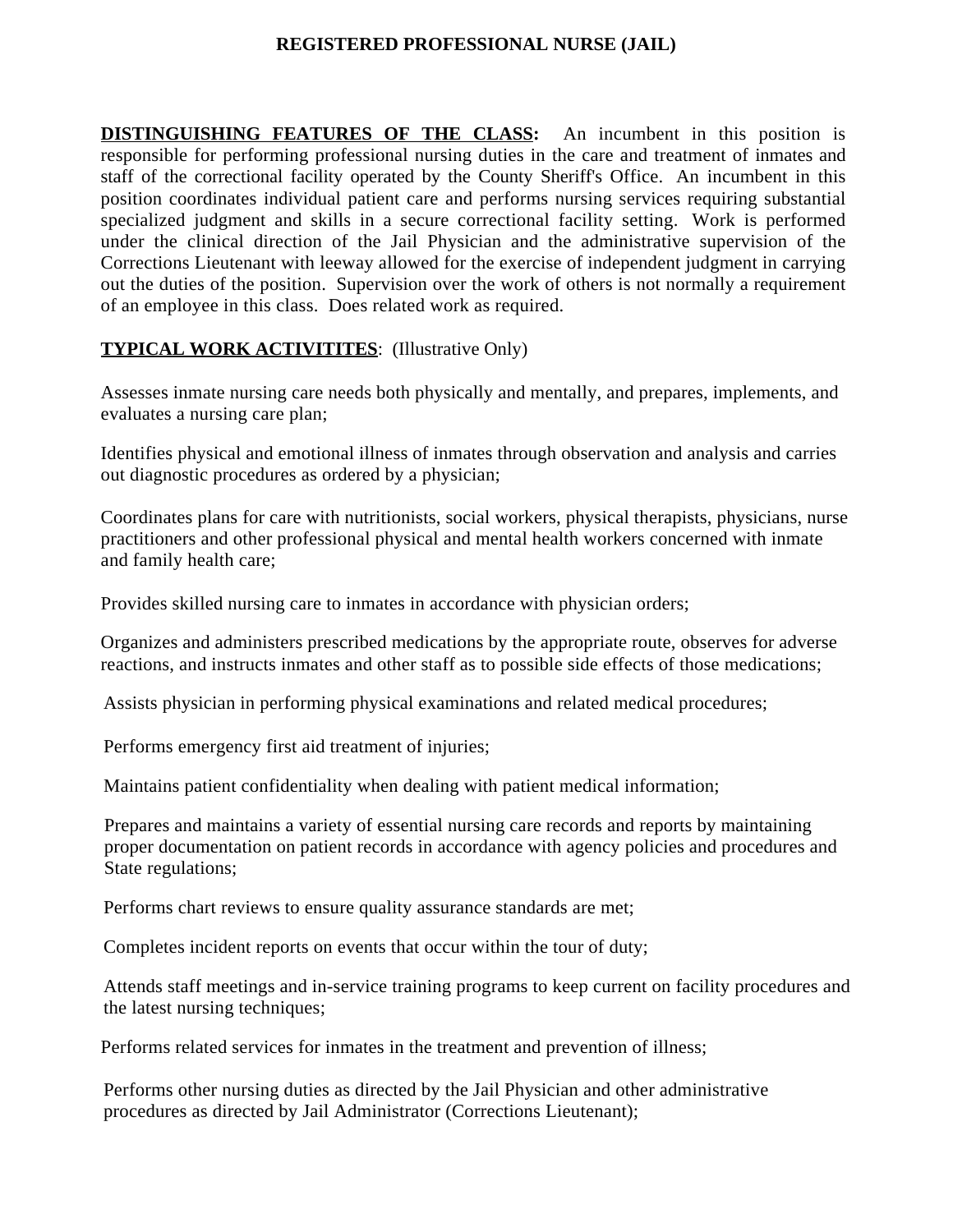# REGISTERED PROFESSIONAL NURSE (JAIL)

**<u>DISTINGUISHING FEATURES OF THE CLASS</u>:** An incumbent in this position is responsible for performing professional nursing duties in the care and treatment of inmates and staff of the correctional facility operated by the County Sheriff's Office. An incumbent in this position coordinates individual patient care and performs nursing services requiring substantial specialized judgment and skills in a secure correctional facility setting. Work is performed under the clinical direction of the Jail Physician and the administrative supervision of the Corrections Lieutenant with leeway allowed for the exercise of independent judgment in carrying out the duties of the position. Supervision over the work of others is not normally a requirement of an employee in this class. Does related work as required.

**<u>TYPICAL WORK ACTIVITITES</u>**: (Illustrative Only)

Assesses inmate nursing care needs both physically and mentally, and prepares, implements, and evaluates a nursing care plan;

Identifies physical and emotional illness of inmates through observation and analysis and carries out diagnostic procedures as ordered by a physician;

Coordinates plans for care with nutritionists, social workers, physical therapists, physicians, nurse practitioners and other professional physical and mental health workers concerned with inmate and family health care;

Provides skilled nursing care to inmates in accordance with physician orders;

Organizes and administers prescribed medications by the appropriate route, observes for adverse reactions, and instructs inmates and other staff as to possible side effects of those medications;

Assists physician in performing physical examinations and related medical procedures;

Performs emergency first aid treatment of injuries;

Maintains patient confidentiality when dealing with patient medical information;

Prepares and maintains a variety of essential nursing care records and reports by maintaining proper documentation on patient records in accordance with agency policies and procedures and State regulations;

Performs chart reviews to ensure quality assurance standards are met;

Completes incident reports on events that occur within the tour of duty;

Attends staff meetings and in-service training programs to keep current on facility procedures and the latest nursing techniques;

Performs related services for inmates in the treatment and prevention of illness;

Performs other nursing duties as directed by the Jail Physician and other administrative procedures as directed by Jail Administrator (Corrections Lieutenant);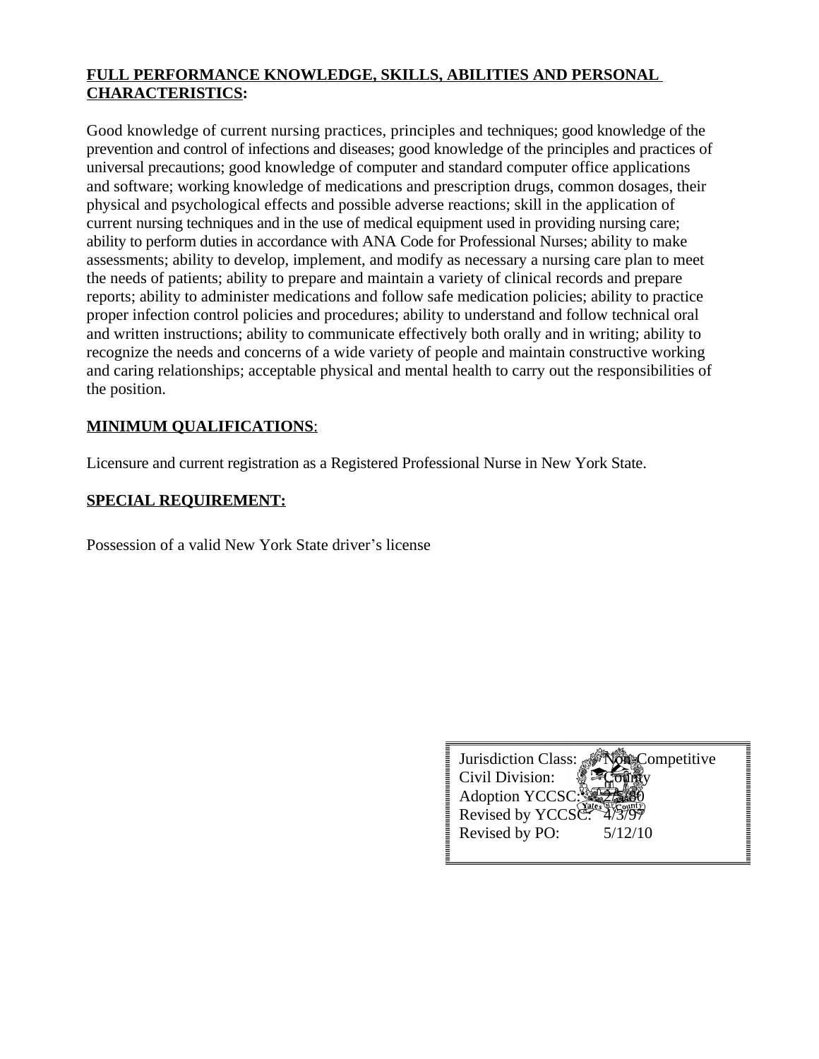## **FULL PERFORMANCE KNOWLEDGE, SKILLS, ABILITIES AND PERSONAL CHARACTERISTICS:**

Good knowledge of current nursing practices, principles and techniques; good knowledge of the prevention and control of infections and diseases; good knowledge of the principles and practices of universal precautions; good knowledge of computer and standard computer office applications and software; working knowledge of medications and prescription drugs, common dosages, their physical and psychological effects and possible adverse reactions; skill in the application of current nursing techniques and in the use of medical equipment used in providing nursing care; ability to perform duties in accordance with ANA Code for Professional Nurses; ability to make assessments; ability to develop, implement, and modify as necessary a nursing care plan to meet the needs of patients; ability to prepare and maintain a variety of clinical records and prepare reports; ability to administer medications and follow safe medication policies; ability to practice proper infection control policies and procedures; ability to understand and follow technical oral and written instructions; ability to communicate effectively both orally and in writing; ability to recognize the needs and concerns of a wide variety of people and maintain constructive working and caring relationships; acceptable physical and mental health to carry out the responsibilities of the position.

## **MINIMUM QUALIFICATIONS**:

Licensure and current registration as a Registered Professional Nurse in New York State.

## **SPECIAL REQUIREMENT:**

Possession of a valid New York State driver's license

| | |
|---|---|
| Jurisdiction Class: | Non-Competitive |
| Civil Division: | County |
| Adoption YCCSC: | 1/22/80 |
| Revised by YCCSC: | 4/3/97 |
| Revised by PO: | 5/12/10 |